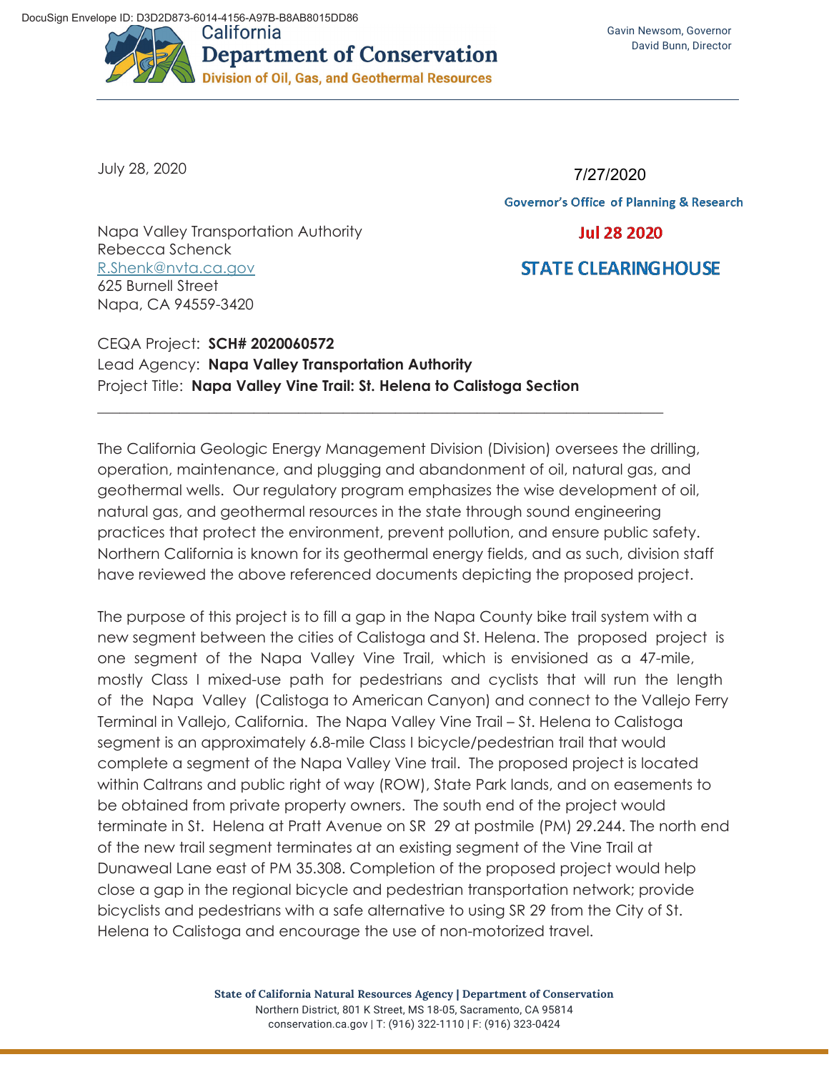DocuSign Envelope ID: D3D2D873-6014-4156-A97B-B8AB8015DD86

California
**Department of Conservation**
**Division of Oil, Gas, and Geothermal Resources**

Gavin Newsom, Governor
David Bunn, Director

July 28, 2020

7/27/2020
Governor's Office of Planning & Research
Jul 28 2020
STATE CLEARINGHOUSE

Napa Valley Transportation Authority
Rebecca Schenck
R.Shenk@nvta.ca.gov
625 Burnell Street
Napa, CA 94559-3420

CEQA Project: **SCH# 2020060572**
Lead Agency: **Napa Valley Transportation Authority**
Project Title: **Napa Valley Vine Trail: St. Helena to Calistoga Section**

---

The California Geologic Energy Management Division (Division) oversees the drilling, operation, maintenance, and plugging and abandonment of oil, natural gas, and geothermal wells. Our regulatory program emphasizes the wise development of oil, natural gas, and geothermal resources in the state through sound engineering practices that protect the environment, prevent pollution, and ensure public safety. Northern California is known for its geothermal energy fields, and as such, division staff have reviewed the above referenced documents depicting the proposed project.

The purpose of this project is to fill a gap in the Napa County bike trail system with a new segment between the cities of Calistoga and St. Helena. The proposed project is one segment of the Napa Valley Vine Trail, which is envisioned as a 47-mile, mostly Class I mixed-use path for pedestrians and cyclists that will run the length of the Napa Valley (Calistoga to American Canyon) and connect to the Vallejo Ferry Terminal in Vallejo, California. The Napa Valley Vine Trail – St. Helena to Calistoga segment is an approximately 6.8-mile Class I bicycle/pedestrian trail that would complete a segment of the Napa Valley Vine trail. The proposed project is located within Caltrans and public right of way (ROW), State Park lands, and on easements to be obtained from private property owners. The south end of the project would terminate in St. Helena at Pratt Avenue on SR 29 at postmile (PM) 29.244. The north end of the new trail segment terminates at an existing segment of the Vine Trail at Dunaweal Lane east of PM 35.308. Completion of the proposed project would help close a gap in the regional bicycle and pedestrian transportation network; provide bicyclists and pedestrians with a safe alternative to using SR 29 from the City of St. Helena to Calistoga and encourage the use of non-motorized travel.

**State of California Natural Resources Agency | Department of Conservation**
Northern District, 801 K Street, MS 18-05, Sacramento, CA 95814
conservation.ca.gov | T: (916) 322-1110 | F: (916) 323-0424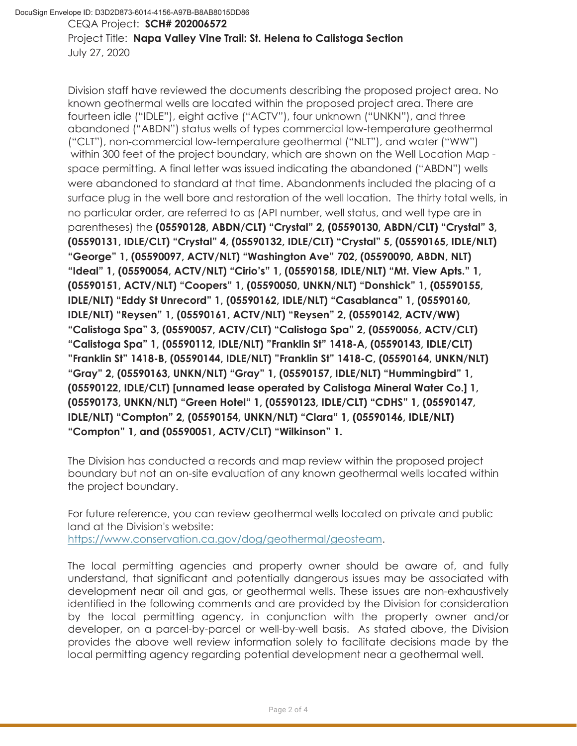CEQA Project: **SCH# 202006572**
Project Title: **Napa Valley Vine Trail: St. Helena to Calistoga Section**
July 27, 2020

Division staff have reviewed the documents describing the proposed project area. No known geothermal wells are located within the proposed project area. There are fourteen idle ("IDLE"), eight active ("ACTV"), four unknown ("UNKN"), and three abandoned ("ABDN") status wells of types commercial low-temperature geothermal ("CLT"), non-commercial low-temperature geothermal ("NLT"), and water ("WW") within 300 feet of the project boundary, which are shown on the Well Location Map - space permitting. A final letter was issued indicating the abandoned ("ABDN") wells were abandoned to standard at that time. Abandonments included the placing of a surface plug in the well bore and restoration of the well location. The thirty total wells, in no particular order, are referred to as (API number, well status, and well type are in parentheses) the **(05590128, ABDN/CLT) "Crystal" 2, (05590130, ABDN/CLT) "Crystal" 3, (05590131, IDLE/CLT) "Crystal" 4, (05590132, IDLE/CLT) "Crystal" 5, (05590165, IDLE/NLT) "George" 1, (05590097, ACTV/NLT) "Washington Ave" 702, (05590090, ABDN, NLT) "Ideal" 1, (05590054, ACTV/NLT) "Cirio's" 1, (05590158, IDLE/NLT) "Mt. View Apts." 1, (05590151, ACTV/NLT) "Coopers" 1, (05590050, UNKN/NLT) "Donshick" 1, (05590155, IDLE/NLT) "Eddy St Unrecord" 1, (05590162, IDLE/NLT) "Casablanca" 1, (05590160, IDLE/NLT) "Reysen" 1, (05590161, ACTV/NLT) "Reysen" 2, (05590142, ACTV/WW) "Calistoga Spa" 3, (05590057, ACTV/CLT) "Calistoga Spa" 2, (05590056, ACTV/CLT) "Calistoga Spa" 1, (05590112, IDLE/NLT) "Franklin St" 1418-A, (05590143, IDLE/CLT) "Franklin St" 1418-B, (05590144, IDLE/NLT) "Franklin St" 1418-C, (05590164, UNKN/NLT) "Gray" 2, (05590163, UNKN/NLT) "Gray" 1, (05590157, IDLE/NLT) "Hummingbird" 1, (05590122, IDLE/CLT) [unnamed lease operated by Calistoga Mineral Water Co.] 1, (05590173, UNKN/NLT) "Green Hotel" 1, (05590123, IDLE/CLT) "CDHS" 1, (05590147, IDLE/NLT) "Compton" 2, (05590154, UNKN/NLT) "Clara" 1, (05590146, IDLE/NLT) "Compton" 1, and (05590051, ACTV/CLT) "Wilkinson" 1.**

The Division has conducted a records and map review within the proposed project boundary but not an on-site evaluation of any known geothermal wells located within the project boundary.

For future reference, you can review geothermal wells located on private and public land at the Division's website:
https://www.conservation.ca.gov/dog/geothermal/geosteam.

The local permitting agencies and property owner should be aware of, and fully understand, that significant and potentially dangerous issues may be associated with development near oil and gas, or geothermal wells. These issues are non-exhaustively identified in the following comments and are provided by the Division for consideration by the local permitting agency, in conjunction with the property owner and/or developer, on a parcel-by-parcel or well-by-well basis. As stated above, the Division provides the above well review information solely to facilitate decisions made by the local permitting agency regarding potential development near a geothermal well.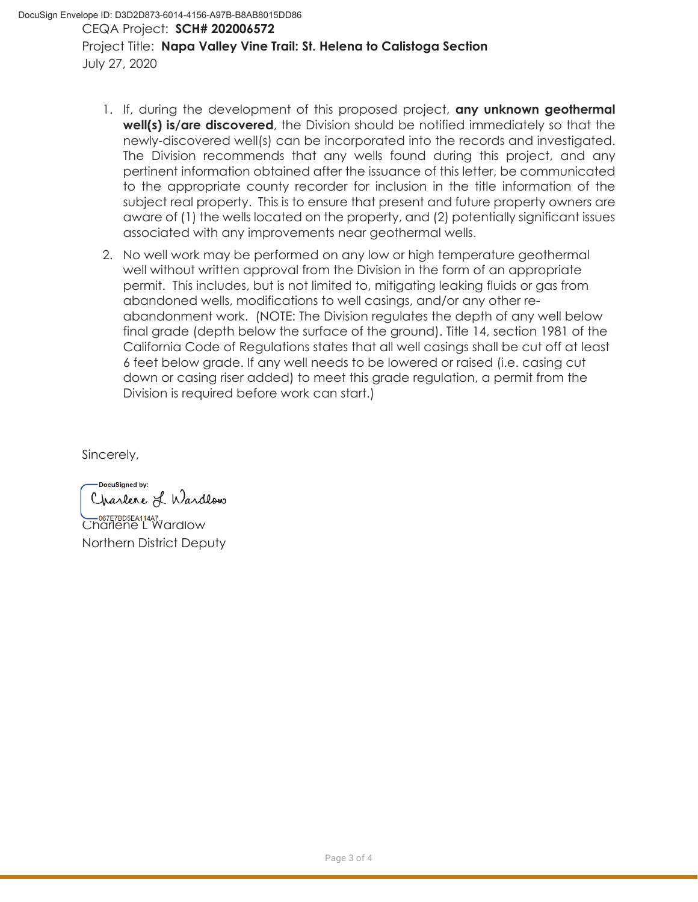CEQA Project: **SCH# 202006572**

Project Title: **Napa Valley Vine Trail: St. Helena to Calistoga Section**

July 27, 2020

1. If, during the development of this proposed project, **any unknown geothermal well(s) is/are discovered**, the Division should be notified immediately so that the newly-discovered well(s) can be incorporated into the records and investigated. The Division recommends that any wells found during this project, and any pertinent information obtained after the issuance of this letter, be communicated to the appropriate county recorder for inclusion in the title information of the subject real property. This is to ensure that present and future property owners are aware of (1) the wells located on the property, and (2) potentially significant issues associated with any improvements near geothermal wells.
2. No well work may be performed on any low or high temperature geothermal well without written approval from the Division in the form of an appropriate permit. This includes, but is not limited to, mitigating leaking fluids or gas from abandoned wells, modifications to well casings, and/or any other re-abandonment work. (NOTE: The Division regulates the depth of any well below final grade (depth below the surface of the ground). Title 14, section 1981 of the California Code of Regulations states that all well casings shall be cut off at least 6 feet below grade. If any well needs to be lowered or raised (i.e. casing cut down or casing riser added) to meet this grade regulation, a permit from the Division is required before work can start.)

Sincerely,

DocuSigned by:
Charlene L Wardlow
067E7BD5EA114A7...

Charlene L Wardlow
Northern District Deputy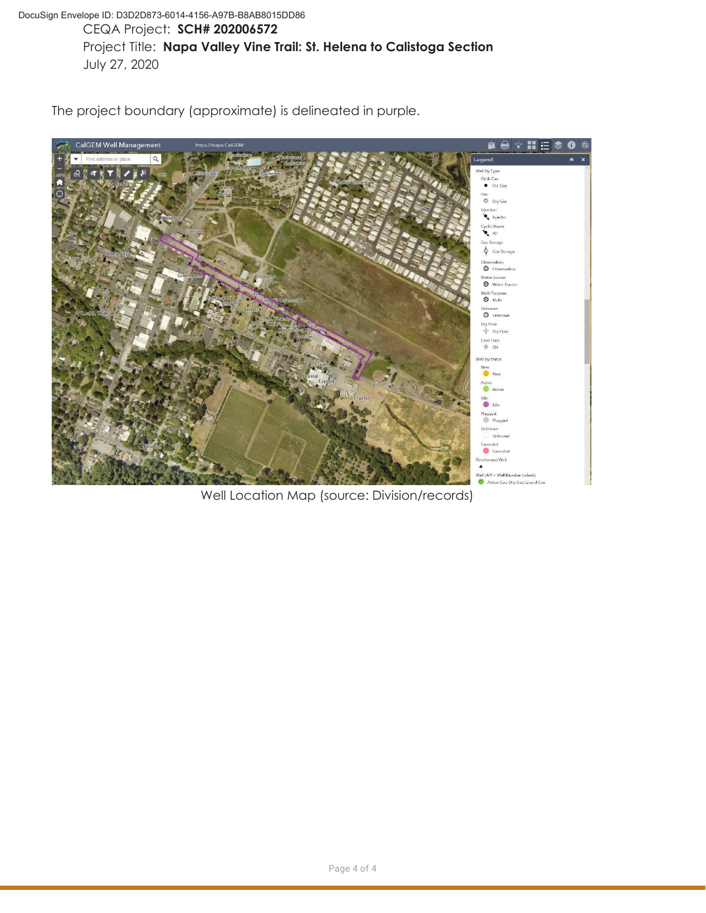CEQA Project: **SCH# 202006572**

Project Title: **Napa Valley Vine Trail: St. Helena to Calistoga Section**

July 27, 2020

The project boundary (approximate) is delineated in purple.

Well Location Map (source: Division/records)